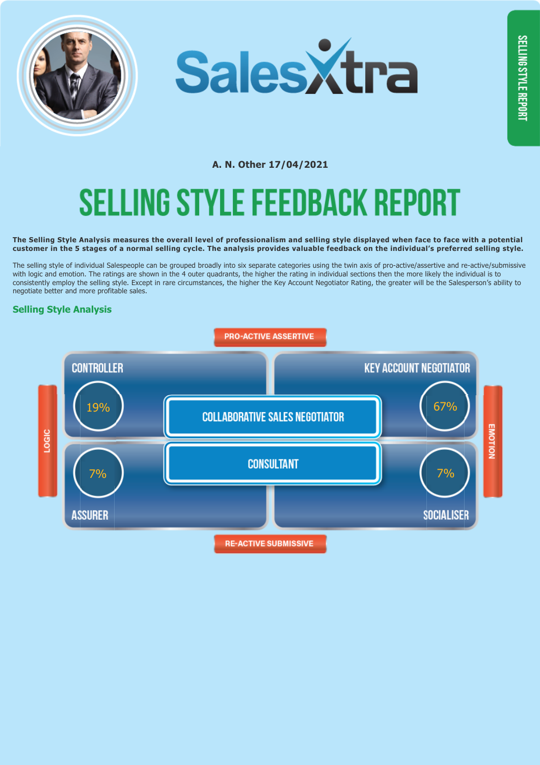SalesXtra

A. N. Other 17/04/2021

# SELLING STYLE FEEDBACK REPORT

**The Selling Style Analysis measures the overall level of professionalism and selling style displayed when face to face with a potential customer in the 5 stages of a normal selling cycle. The analysis provides valuable feedback on the individual's preferred selling style.**

The selling style of individual Salespeople can be grouped broadly into six separate categories using the twin axis of pro-active/assertive and re-active/submissive with logic and emotion. The ratings are shown in the 4 outer quadrants, the higher the rating in individual sections then the more likely the individual is to consistently employ the selling style. Except in rare circumstances, the higher the Key Account Negotiator Rating, the greater will be the Salesperson's ability to negotiate better and more profitable sales.

## Selling Style Analysis

PRO-ACTIVE ASSERTIVE

| LOGIC | | EMOTION |
|---|---|---|
| CONTROLLER 19% | COLLABORATIVE SALES NEGOTIATOR | KEY ACCOUNT NEGOTIATOR 67% |
| ASSURER 7% | CONSULTANT | SOCIALISER 7% |

RE-ACTIVE SUBMISSIVE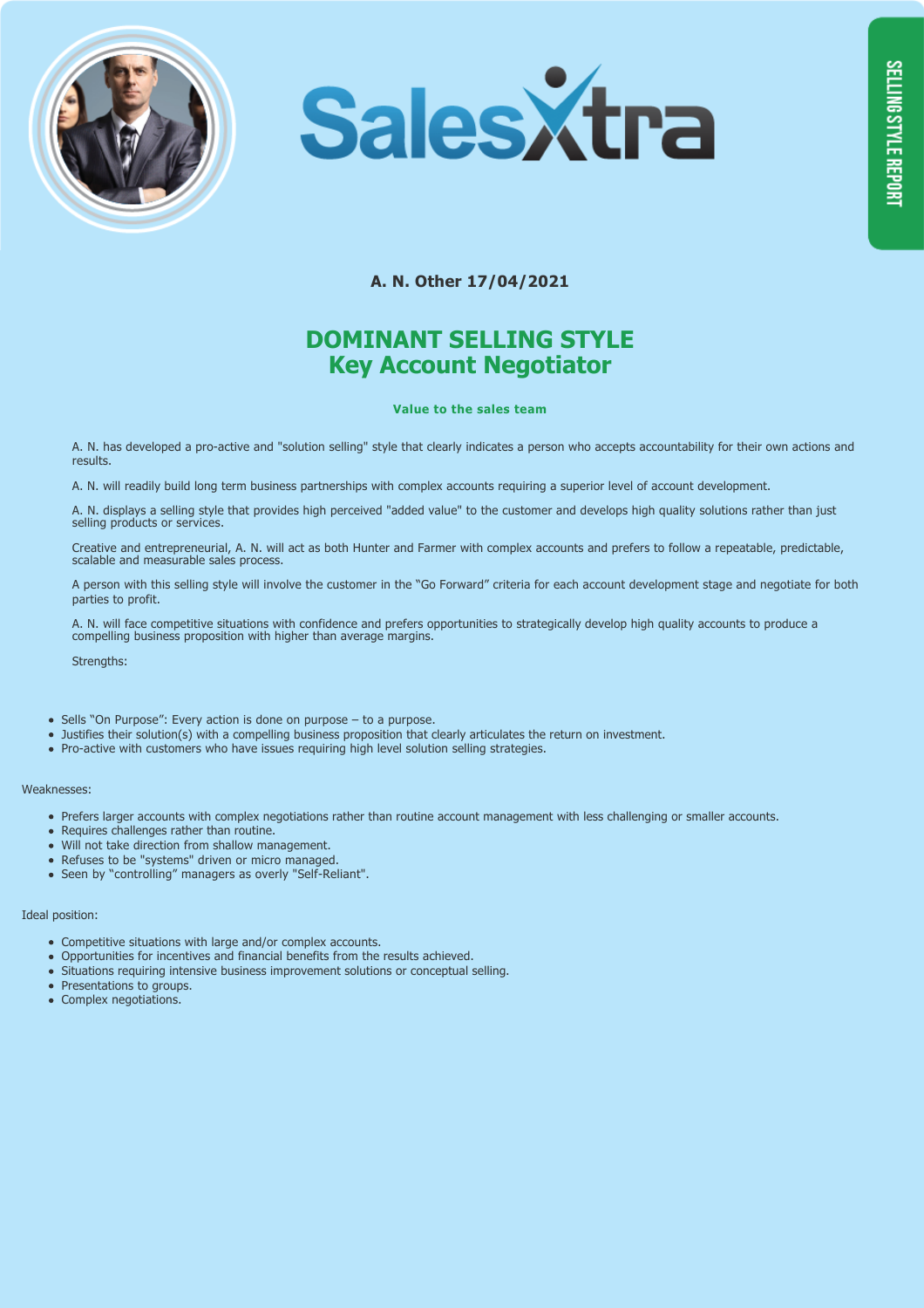SalesXtra

SELLING STYLE REPORT

**A. N. Other 17/04/2021**

# DOMINANT SELLING STYLE
# Key Account Negotiator

### Value to the sales team

A. N. has developed a pro-active and "solution selling" style that clearly indicates a person who accepts accountability for their own actions and results.

A. N. will readily build long term business partnerships with complex accounts requiring a superior level of account development.

A. N. displays a selling style that provides high perceived "added value" to the customer and develops high quality solutions rather than just selling products or services.

Creative and entrepreneurial, A. N. will act as both Hunter and Farmer with complex accounts and prefers to follow a repeatable, predictable, scalable and measurable sales process.

A person with this selling style will involve the customer in the “Go Forward” criteria for each account development stage and negotiate for both parties to profit.

A. N. will face competitive situations with confidence and prefers opportunities to strategically develop high quality accounts to produce a compelling business proposition with higher than average margins.

Strengths:

- Sells “On Purpose”: Every action is done on purpose – to a purpose.
- Justifies their solution(s) with a compelling business proposition that clearly articulates the return on investment.
- Pro-active with customers who have issues requiring high level solution selling strategies.

Weaknesses:

- Prefers larger accounts with complex negotiations rather than routine account management with less challenging or smaller accounts.
- Requires challenges rather than routine.
- Will not take direction from shallow management.
- Refuses to be "systems" driven or micro managed.
- Seen by “controlling” managers as overly "Self-Reliant".

Ideal position:

- Competitive situations with large and/or complex accounts.
- Opportunities for incentives and financial benefits from the results achieved.
- Situations requiring intensive business improvement solutions or conceptual selling.
- Presentations to groups.
- Complex negotiations.